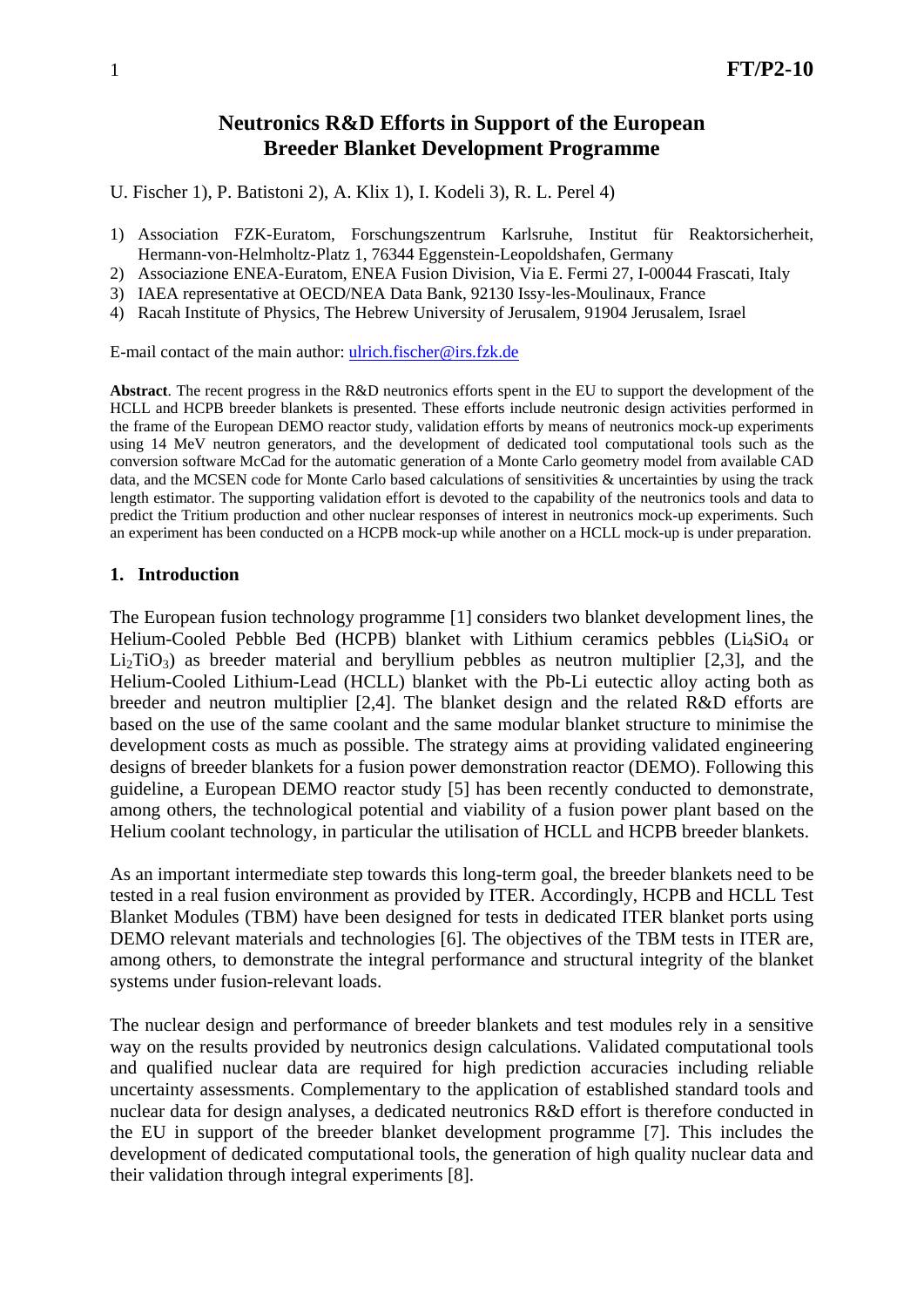# Neutronics R&D Efforts in Support of the European Breeder Blanket Development Programme

U. Fischer 1), P. Batistoni 2), A. Klix 1), I. Kodeli 3), R. L. Perel 4)

1) Association FZK-Euratom, Forschungszentrum Karlsruhe, Institut für Reaktorsicherheit, Hermann-von-Helmholtz-Platz 1, 76344 Eggenstein-Leopoldshafen, Germany
2) Associazione ENEA-Euratom, ENEA Fusion Division, Via E. Fermi 27, I-00044 Frascati, Italy
3) IAEA representative at OECD/NEA Data Bank, 92130 Issy-les-Moulinaux, France
4) Racah Institute of Physics, The Hebrew University of Jerusalem, 91904 Jerusalem, Israel

E-mail contact of the main author: ulrich.fischer@irs.fzk.de

**Abstract**. The recent progress in the R&D neutronics efforts spent in the EU to support the development of the HCLL and HCPB breeder blankets is presented. These efforts include neutronic design activities performed in the frame of the European DEMO reactor study, validation efforts by means of neutronics mock-up experiments using 14 MeV neutron generators, and the development of dedicated tool computational tools such as the conversion software McCad for the automatic generation of a Monte Carlo geometry model from available CAD data, and the MCSEN code for Monte Carlo based calculations of sensitivities & uncertainties by using the track length estimator. The supporting validation effort is devoted to the capability of the neutronics tools and data to predict the Tritium production and other nuclear responses of interest in neutronics mock-up experiments. Such an experiment has been conducted on a HCPB mock-up while another on a HCLL mock-up is under preparation.

## 1. Introduction

The European fusion technology programme [1] considers two blanket development lines, the Helium-Cooled Pebble Bed (HCPB) blanket with Lithium ceramics pebbles ($Li_4SiO_4$ or $Li_2TiO_3$) as breeder material and beryllium pebbles as neutron multiplier [2,3], and the Helium-Cooled Lithium-Lead (HCLL) blanket with the Pb-Li eutectic alloy acting both as breeder and neutron multiplier [2,4]. The blanket design and the related R&D efforts are based on the use of the same coolant and the same modular blanket structure to minimise the development costs as much as possible. The strategy aims at providing validated engineering designs of breeder blankets for a fusion power demonstration reactor (DEMO). Following this guideline, a European DEMO reactor study [5] has been recently conducted to demonstrate, among others, the technological potential and viability of a fusion power plant based on the Helium coolant technology, in particular the utilisation of HCLL and HCPB breeder blankets.

As an important intermediate step towards this long-term goal, the breeder blankets need to be tested in a real fusion environment as provided by ITER. Accordingly, HCPB and HCLL Test Blanket Modules (TBM) have been designed for tests in dedicated ITER blanket ports using DEMO relevant materials and technologies [6]. The objectives of the TBM tests in ITER are, among others, to demonstrate the integral performance and structural integrity of the blanket systems under fusion-relevant loads.

The nuclear design and performance of breeder blankets and test modules rely in a sensitive way on the results provided by neutronics design calculations. Validated computational tools and qualified nuclear data are required for high prediction accuracies including reliable uncertainty assessments. Complementary to the application of established standard tools and nuclear data for design analyses, a dedicated neutronics R&D effort is therefore conducted in the EU in support of the breeder blanket development programme [7]. This includes the development of dedicated computational tools, the generation of high quality nuclear data and their validation through integral experiments [8].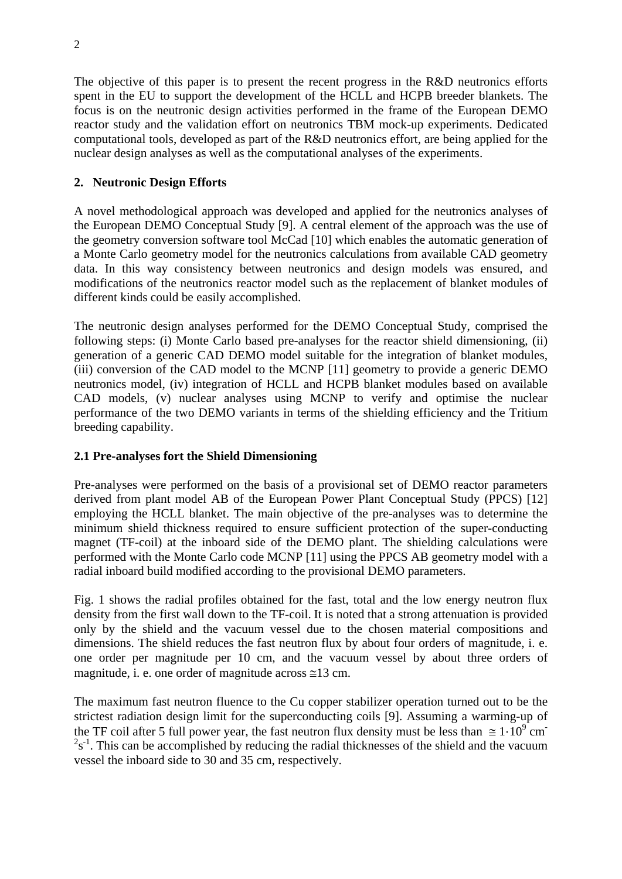The objective of this paper is to present the recent progress in the R&D neutronics efforts spent in the EU to support the development of the HCLL and HCPB breeder blankets. The focus is on the neutronic design activities performed in the frame of the European DEMO reactor study and the validation effort on neutronics TBM mock-up experiments. Dedicated computational tools, developed as part of the R&D neutronics effort, are being applied for the nuclear design analyses as well as the computational analyses of the experiments.

## 2. Neutronic Design Efforts

A novel methodological approach was developed and applied for the neutronics analyses of the European DEMO Conceptual Study [9]. A central element of the approach was the use of the geometry conversion software tool McCad [10] which enables the automatic generation of a Monte Carlo geometry model for the neutronics calculations from available CAD geometry data. In this way consistency between neutronics and design models was ensured, and modifications of the neutronics reactor model such as the replacement of blanket modules of different kinds could be easily accomplished.

The neutronic design analyses performed for the DEMO Conceptual Study, comprised the following steps: (i) Monte Carlo based pre-analyses for the reactor shield dimensioning, (ii) generation of a generic CAD DEMO model suitable for the integration of blanket modules, (iii) conversion of the CAD model to the MCNP [11] geometry to provide a generic DEMO neutronics model, (iv) integration of HCLL and HCPB blanket modules based on available CAD models, (v) nuclear analyses using MCNP to verify and optimise the nuclear performance of the two DEMO variants in terms of the shielding efficiency and the Tritium breeding capability.

### 2.1 Pre-analyses fort the Shield Dimensioning

Pre-analyses were performed on the basis of a provisional set of DEMO reactor parameters derived from plant model AB of the European Power Plant Conceptual Study (PPCS) [12] employing the HCLL blanket. The main objective of the pre-analyses was to determine the minimum shield thickness required to ensure sufficient protection of the super-conducting magnet (TF-coil) at the inboard side of the DEMO plant. The shielding calculations were performed with the Monte Carlo code MCNP [11] using the PPCS AB geometry model with a radial inboard build modified according to the provisional DEMO parameters.

Fig. 1 shows the radial profiles obtained for the fast, total and the low energy neutron flux density from the first wall down to the TF-coil. It is noted that a strong attenuation is provided only by the shield and the vacuum vessel due to the chosen material compositions and dimensions. The shield reduces the fast neutron flux by about four orders of magnitude, i. e. one order per magnitude per 10 cm, and the vacuum vessel by about three orders of magnitude, i. e. one order of magnitude across ≅13 cm.

The maximum fast neutron fluence to the Cu copper stabilizer operation turned out to be the strictest radiation design limit for the superconducting coils [9]. Assuming a warming-up of the TF coil after 5 full power year, the fast neutron flux density must be less than $\cong 1 \cdot 10^9$ $cm^{-2}s^{-1}$. This can be accomplished by reducing the radial thicknesses of the shield and the vacuum vessel the inboard side to 30 and 35 cm, respectively.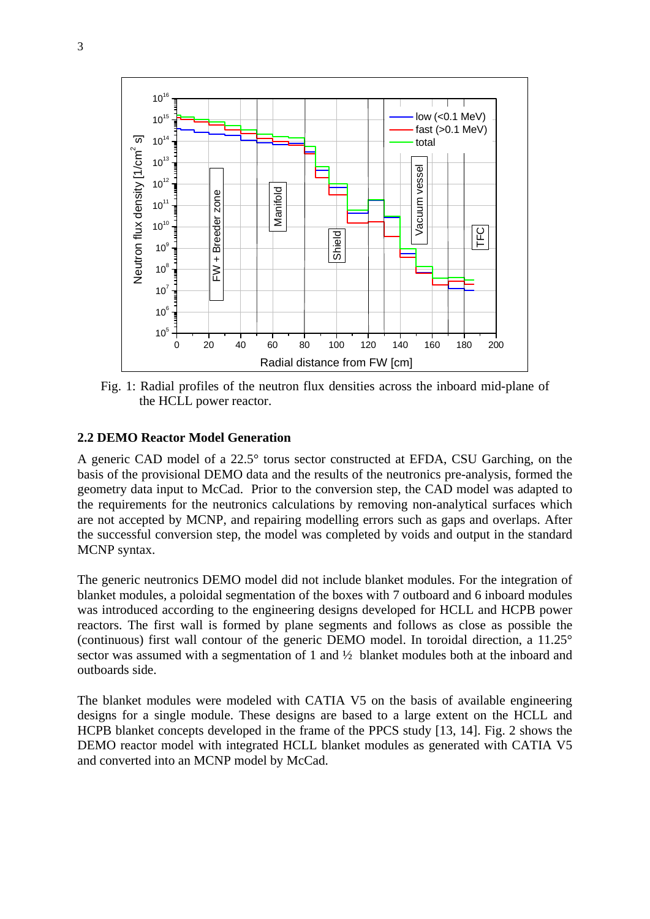Fig. 1: Radial profiles of the neutron flux densities across the inboard mid-plane of the HCLL power reactor.

### 2.2 DEMO Reactor Model Generation

A generic CAD model of a 22.5° torus sector constructed at EFDA, CSU Garching, on the basis of the provisional DEMO data and the results of the neutronics pre-analysis, formed the geometry data input to McCad. Prior to the conversion step, the CAD model was adapted to the requirements for the neutronics calculations by removing non-analytical surfaces which are not accepted by MCNP, and repairing modelling errors such as gaps and overlaps. After the successful conversion step, the model was completed by voids and output in the standard MCNP syntax.

The generic neutronics DEMO model did not include blanket modules. For the integration of blanket modules, a poloidal segmentation of the boxes with 7 outboard and 6 inboard modules was introduced according to the engineering designs developed for HCLL and HCPB power reactors. The first wall is formed by plane segments and follows as close as possible the (continuous) first wall contour of the generic DEMO model. In toroidal direction, a 11.25° sector was assumed with a segmentation of 1 and ½ blanket modules both at the inboard and outboards side.

The blanket modules were modeled with CATIA V5 on the basis of available engineering designs for a single module. These designs are based to a large extent on the HCLL and HCPB blanket concepts developed in the frame of the PPCS study [13, 14]. Fig. 2 shows the DEMO reactor model with integrated HCLL blanket modules as generated with CATIA V5 and converted into an MCNP model by McCad.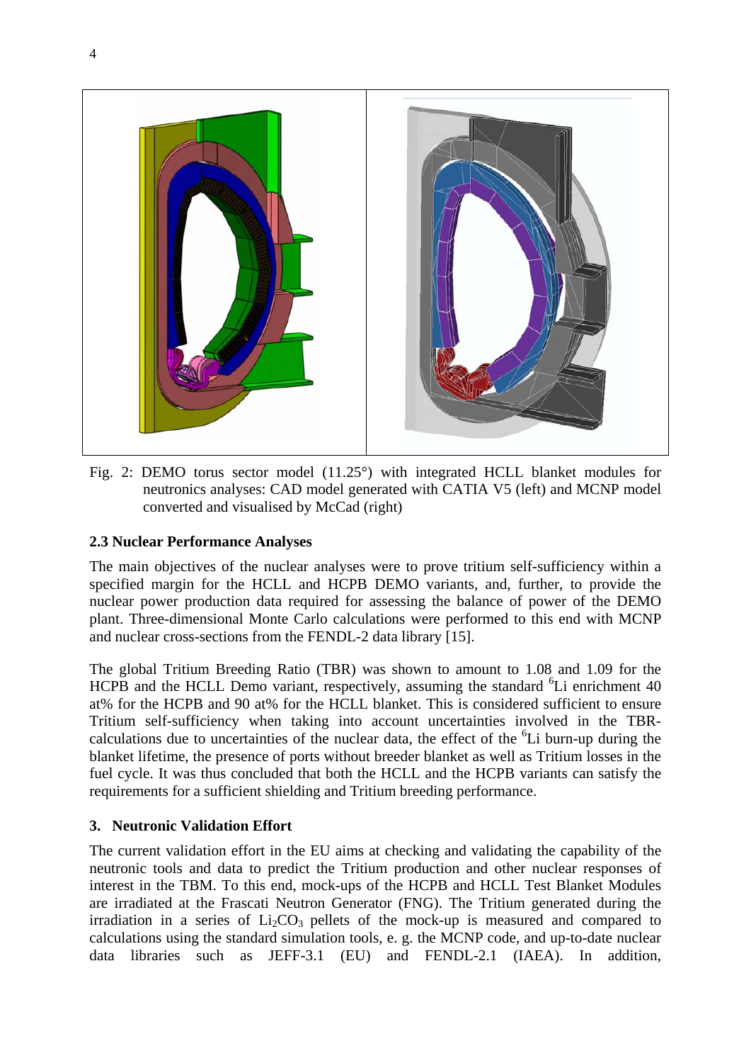Fig. 2: DEMO torus sector model (11.25°) with integrated HCLL blanket modules for neutronics analyses: CAD model generated with CATIA V5 (left) and MCNP model converted and visualised by McCad (right)

### 2.3 Nuclear Performance Analyses

The main objectives of the nuclear analyses were to prove tritium self-sufficiency within a specified margin for the HCLL and HCPB DEMO variants, and, further, to provide the nuclear power production data required for assessing the balance of power of the DEMO plant. Three-dimensional Monte Carlo calculations were performed to this end with MCNP and nuclear cross-sections from the FENDL-2 data library [15].

The global Tritium Breeding Ratio (TBR) was shown to amount to 1.08 and 1.09 for the HCPB and the HCLL Demo variant, respectively, assuming the standard $^{6}$Li enrichment 40 at% for the HCPB and 90 at% for the HCLL blanket. This is considered sufficient to ensure Tritium self-sufficiency when taking into account uncertainties involved in the TBR-calculations due to uncertainties of the nuclear data, the effect of the $^{6}$Li burn-up during the blanket lifetime, the presence of ports without breeder blanket as well as Tritium losses in the fuel cycle. It was thus concluded that both the HCLL and the HCPB variants can satisfy the requirements for a sufficient shielding and Tritium breeding performance.

## 3. Neutronic Validation Effort

The current validation effort in the EU aims at checking and validating the capability of the neutronic tools and data to predict the Tritium production and other nuclear responses of interest in the TBM. To this end, mock-ups of the HCPB and HCLL Test Blanket Modules are irradiated at the Frascati Neutron Generator (FNG). The Tritium generated during the irradiation in a series of $Li_2CO_3$ pellets of the mock-up is measured and compared to calculations using the standard simulation tools, e. g. the MCNP code, and up-to-date nuclear data libraries such as JEFF-3.1 (EU) and FENDL-2.1 (IAEA). In addition,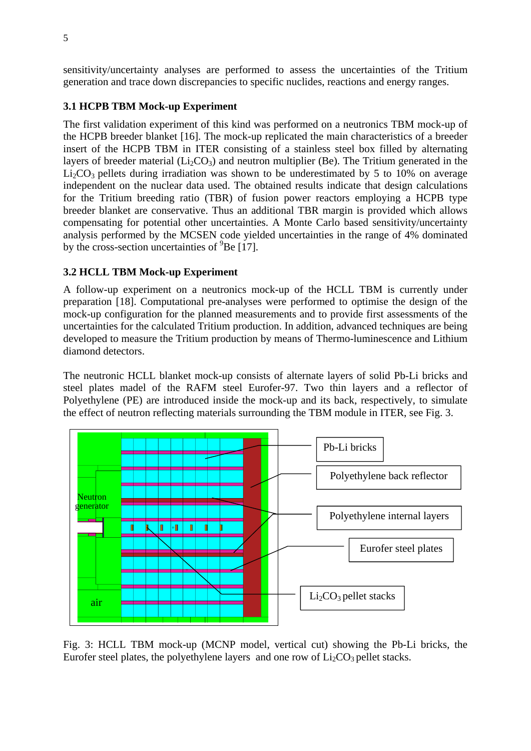sensitivity/uncertainty analyses are performed to assess the uncertainties of the Tritium generation and trace down discrepancies to specific nuclides, reactions and energy ranges.

### 3.1 HCPB TBM Mock-up Experiment

The first validation experiment of this kind was performed on a neutronics TBM mock-up of the HCPB breeder blanket [16]. The mock-up replicated the main characteristics of a breeder insert of the HCPB TBM in ITER consisting of a stainless steel box filled by alternating layers of breeder material ($Li_2CO_3$) and neutron multiplier (Be). The Tritium generated in the $Li_2CO_3$ pellets during irradiation was shown to be underestimated by 5 to 10% on average independent on the nuclear data used. The obtained results indicate that design calculations for the Tritium breeding ratio (TBR) of fusion power reactors employing a HCPB type breeder blanket are conservative. Thus an additional TBR margin is provided which allows compensating for potential other uncertainties. A Monte Carlo based sensitivity/uncertainty analysis performed by the MCSEN code yielded uncertainties in the range of 4% dominated by the cross-section uncertainties of $^{9}$Be [17].

### 3.2 HCLL TBM Mock-up Experiment

A follow-up experiment on a neutronics mock-up of the HCLL TBM is currently under preparation [18]. Computational pre-analyses were performed to optimise the design of the mock-up configuration for the planned measurements and to provide first assessments of the uncertainties for the calculated Tritium production. In addition, advanced techniques are being developed to measure the Tritium production by means of Thermo-luminescence and Lithium diamond detectors.

The neutronic HCLL blanket mock-up consists of alternate layers of solid Pb-Li bricks and steel plates madel of the RAFM steel Eurofer-97. Two thin layers and a reflector of Polyethylene (PE) are introduced inside the mock-up and its back, respectively, to simulate the effect of neutron reflecting materials surrounding the TBM module in ITER, see Fig. 3.

Fig. 3: HCLL TBM mock-up (MCNP model, vertical cut) showing the Pb-Li bricks, the Eurofer steel plates, the polyethylene layers and one row of $Li_2CO_3$ pellet stacks.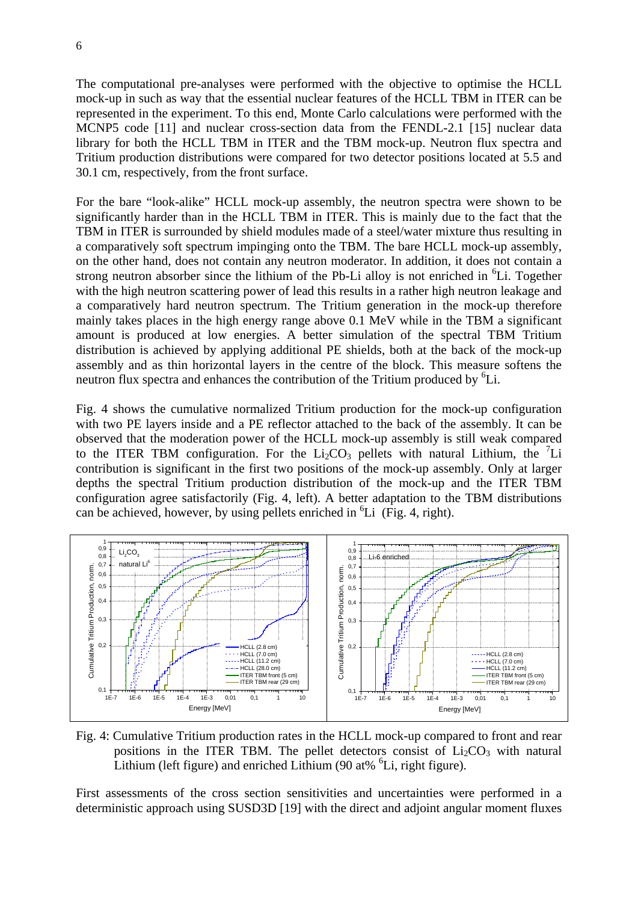The computational pre-analyses were performed with the objective to optimise the HCLL mock-up in such as way that the essential nuclear features of the HCLL TBM in ITER can be represented in the experiment. To this end, Monte Carlo calculations were performed with the MCNP5 code [11] and nuclear cross-section data from the FENDL-2.1 [15] nuclear data library for both the HCLL TBM in ITER and the TBM mock-up. Neutron flux spectra and Tritium production distributions were compared for two detector positions located at 5.5 and 30.1 cm, respectively, from the front surface.

For the bare "look-alike" HCLL mock-up assembly, the neutron spectra were shown to be significantly harder than in the HCLL TBM in ITER. This is mainly due to the fact that the TBM in ITER is surrounded by shield modules made of a steel/water mixture thus resulting in a comparatively soft spectrum impinging onto the TBM. The bare HCLL mock-up assembly, on the other hand, does not contain any neutron moderator. In addition, it does not contain a strong neutron absorber since the lithium of the Pb-Li alloy is not enriched in $^{6}$Li. Together with the high neutron scattering power of lead this results in a rather high neutron leakage and a comparatively hard neutron spectrum. The Tritium generation in the mock-up therefore mainly takes places in the high energy range above 0.1 MeV while in the TBM a significant amount is produced at low energies. A better simulation of the spectral TBM Tritium distribution is achieved by applying additional PE shields, both at the back of the mock-up assembly and as thin horizontal layers in the centre of the block. This measure softens the neutron flux spectra and enhances the contribution of the Tritium produced by $^{6}$Li.

Fig. 4 shows the cumulative normalized Tritium production for the mock-up configuration with two PE layers inside and a PE reflector attached to the back of the assembly. It can be observed that the moderation power of the HCLL mock-up assembly is still weak compared to the ITER TBM configuration. For the $Li_2CO_3$ pellets with natural Lithium, the $^{7}$Li contribution is significant in the first two positions of the mock-up assembly. Only at larger depths the spectral Tritium production distribution of the mock-up and the ITER TBM configuration agree satisfactorily (Fig. 4, left). A better adaptation to the TBM distributions can be achieved, however, by using pellets enriched in $^{6}$Li (Fig. 4, right).

Fig. 4: Cumulative Tritium production rates in the HCLL mock-up compared to front and rear positions in the ITER TBM. The pellet detectors consist of $Li_2CO_3$ with natural Lithium (left figure) and enriched Lithium (90 at% $^{6}$Li, right figure).

First assessments of the cross section sensitivities and uncertainties were performed in a deterministic approach using SUSD3D [19] with the direct and adjoint angular moment fluxes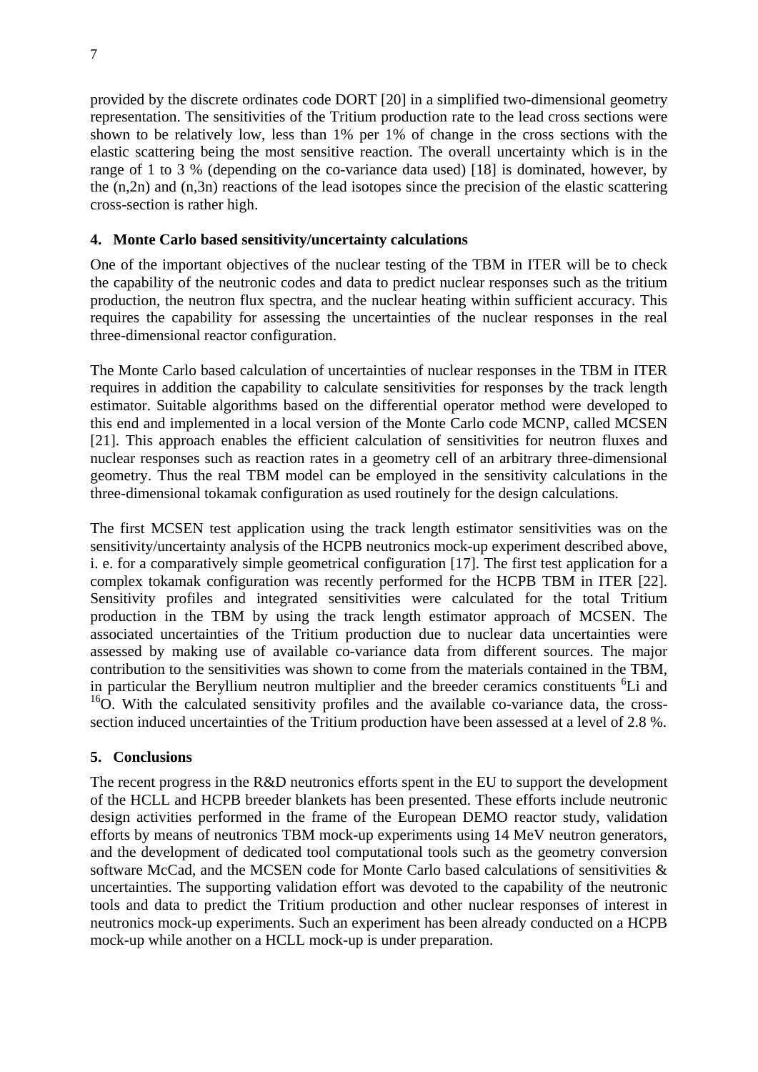provided by the discrete ordinates code DORT [20] in a simplified two-dimensional geometry representation. The sensitivities of the Tritium production rate to the lead cross sections were shown to be relatively low, less than 1% per 1% of change in the cross sections with the elastic scattering being the most sensitive reaction. The overall uncertainty which is in the range of 1 to 3 % (depending on the co-variance data used) [18] is dominated, however, by the (n,2n) and (n,3n) reactions of the lead isotopes since the precision of the elastic scattering cross-section is rather high.

## 4. Monte Carlo based sensitivity/uncertainty calculations

One of the important objectives of the nuclear testing of the TBM in ITER will be to check the capability of the neutronic codes and data to predict nuclear responses such as the tritium production, the neutron flux spectra, and the nuclear heating within sufficient accuracy. This requires the capability for assessing the uncertainties of the nuclear responses in the real three-dimensional reactor configuration.

The Monte Carlo based calculation of uncertainties of nuclear responses in the TBM in ITER requires in addition the capability to calculate sensitivities for responses by the track length estimator. Suitable algorithms based on the differential operator method were developed to this end and implemented in a local version of the Monte Carlo code MCNP, called MCSEN [21]. This approach enables the efficient calculation of sensitivities for neutron fluxes and nuclear responses such as reaction rates in a geometry cell of an arbitrary three-dimensional geometry. Thus the real TBM model can be employed in the sensitivity calculations in the three-dimensional tokamak configuration as used routinely for the design calculations.

The first MCSEN test application using the track length estimator sensitivities was on the sensitivity/uncertainty analysis of the HCPB neutronics mock-up experiment described above, i. e. for a comparatively simple geometrical configuration [17]. The first test application for a complex tokamak configuration was recently performed for the HCPB TBM in ITER [22]. Sensitivity profiles and integrated sensitivities were calculated for the total Tritium production in the TBM by using the track length estimator approach of MCSEN. The associated uncertainties of the Tritium production due to nuclear data uncertainties were assessed by making use of available co-variance data from different sources. The major contribution to the sensitivities was shown to come from the materials contained in the TBM, in particular the Beryllium neutron multiplier and the breeder ceramics constituents $^{6}$Li and $^{16}$O. With the calculated sensitivity profiles and the available co-variance data, the cross-section induced uncertainties of the Tritium production have been assessed at a level of 2.8 %.

## 5. Conclusions

The recent progress in the R&D neutronics efforts spent in the EU to support the development of the HCLL and HCPB breeder blankets has been presented. These efforts include neutronic design activities performed in the frame of the European DEMO reactor study, validation efforts by means of neutronics TBM mock-up experiments using 14 MeV neutron generators, and the development of dedicated tool computational tools such as the geometry conversion software McCad, and the MCSEN code for Monte Carlo based calculations of sensitivities & uncertainties. The supporting validation effort was devoted to the capability of the neutronic tools and data to predict the Tritium production and other nuclear responses of interest in neutronics mock-up experiments. Such an experiment has been already conducted on a HCPB mock-up while another on a HCLL mock-up is under preparation.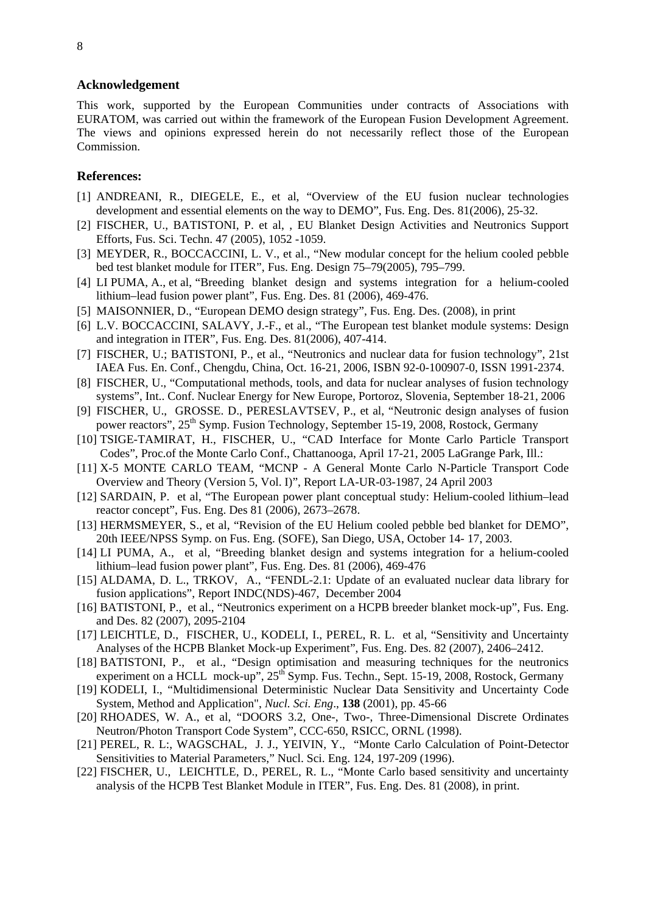## Acknowledgement

This work, supported by the European Communities under contracts of Associations with EURATOM, was carried out within the framework of the European Fusion Development Agreement. The views and opinions expressed herein do not necessarily reflect those of the European Commission.

## References:

[1] ANDREANI, R., DIEGELE, E., et al, "Overview of the EU fusion nuclear technologies development and essential elements on the way to DEMO", Fus. Eng. Des. 81(2006), 25-32.

[2] FISCHER, U., BATISTONI, P. et al, , EU Blanket Design Activities and Neutronics Support Efforts, Fus. Sci. Techn. 47 (2005), 1052 -1059.

[3] MEYDER, R., BOCCACCINI, L. V., et al., "New modular concept for the helium cooled pebble bed test blanket module for ITER", Fus. Eng. Design 75–79(2005), 795–799.

[4] LI PUMA, A., et al, "Breeding blanket design and systems integration for a helium-cooled lithium–lead fusion power plant", Fus. Eng. Des. 81 (2006), 469-476.

[5] MAISONNIER, D., "European DEMO design strategy", Fus. Eng. Des. (2008), in print

[6] L.V. BOCCACCINI, SALAVY, J.-F., et al., "The European test blanket module systems: Design and integration in ITER", Fus. Eng. Des. 81(2006), 407-414.

[7] FISCHER, U.; BATISTONI, P., et al., "Neutronics and nuclear data for fusion technology", 21st IAEA Fus. En. Conf., Chengdu, China, Oct. 16-21, 2006, ISBN 92-0-100907-0, ISSN 1991-2374.

[8] FISCHER, U., "Computational methods, tools, and data for nuclear analyses of fusion technology systems", Int.. Conf. Nuclear Energy for New Europe, Portoroz, Slovenia, September 18-21, 2006

[9] FISCHER, U., GROSSE. D., PERESLAVTSEV, P., et al, "Neutronic design analyses of fusion power reactors", 25th Symp. Fusion Technology, September 15-19, 2008, Rostock, Germany

[10] TSIGE-TAMIRAT, H., FISCHER, U., "CAD Interface for Monte Carlo Particle Transport Codes", Proc.of the Monte Carlo Conf., Chattanooga, April 17-21, 2005 LaGrange Park, Ill.:

[11] X-5 MONTE CARLO TEAM, "MCNP - A General Monte Carlo N-Particle Transport Code Overview and Theory (Version 5, Vol. I)", Report LA-UR-03-1987, 24 April 2003

[12] SARDAIN, P. et al, "The European power plant conceptual study: Helium-cooled lithium–lead reactor concept", Fus. Eng. Des 81 (2006), 2673–2678.

[13] HERMSMEYER, S., et al, "Revision of the EU Helium cooled pebble bed blanket for DEMO", 20th IEEE/NPSS Symp. on Fus. Eng. (SOFE), San Diego, USA, October 14- 17, 2003.

[14] LI PUMA, A., et al, "Breeding blanket design and systems integration for a helium-cooled lithium–lead fusion power plant", Fus. Eng. Des. 81 (2006), 469-476

[15] ALDAMA, D. L., TRKOV, A., "FENDL-2.1: Update of an evaluated nuclear data library for fusion applications", Report INDC(NDS)-467, December 2004

[16] BATISTONI, P., et al., "Neutronics experiment on a HCPB breeder blanket mock-up", Fus. Eng. and Des. 82 (2007), 2095-2104

[17] LEICHTLE, D., FISCHER, U., KODELI, I., PEREL, R. L. et al, "Sensitivity and Uncertainty Analyses of the HCPB Blanket Mock-up Experiment", Fus. Eng. Des. 82 (2007), 2406–2412.

[18] BATISTONI, P., et al., "Design optimisation and measuring techniques for the neutronics experiment on a HCLL mock-up", 25th Symp. Fus. Techn., Sept. 15-19, 2008, Rostock, Germany

[19] KODELI, I., "Multidimensional Deterministic Nuclear Data Sensitivity and Uncertainty Code System, Method and Application", *Nucl. Sci. Eng*., **138** (2001), pp. 45-66

[20] RHOADES, W. A., et al, "DOORS 3.2, One-, Two-, Three-Dimensional Discrete Ordinates Neutron/Photon Transport Code System", CCC-650, RSICC, ORNL (1998).

[21] PEREL, R. L:, WAGSCHAL, J. J., YEIVIN, Y., "Monte Carlo Calculation of Point-Detector Sensitivities to Material Parameters," Nucl. Sci. Eng. 124, 197-209 (1996).

[22] FISCHER, U., LEICHTLE, D., PEREL, R. L., "Monte Carlo based sensitivity and uncertainty analysis of the HCPB Test Blanket Module in ITER", Fus. Eng. Des. 81 (2008), in print.